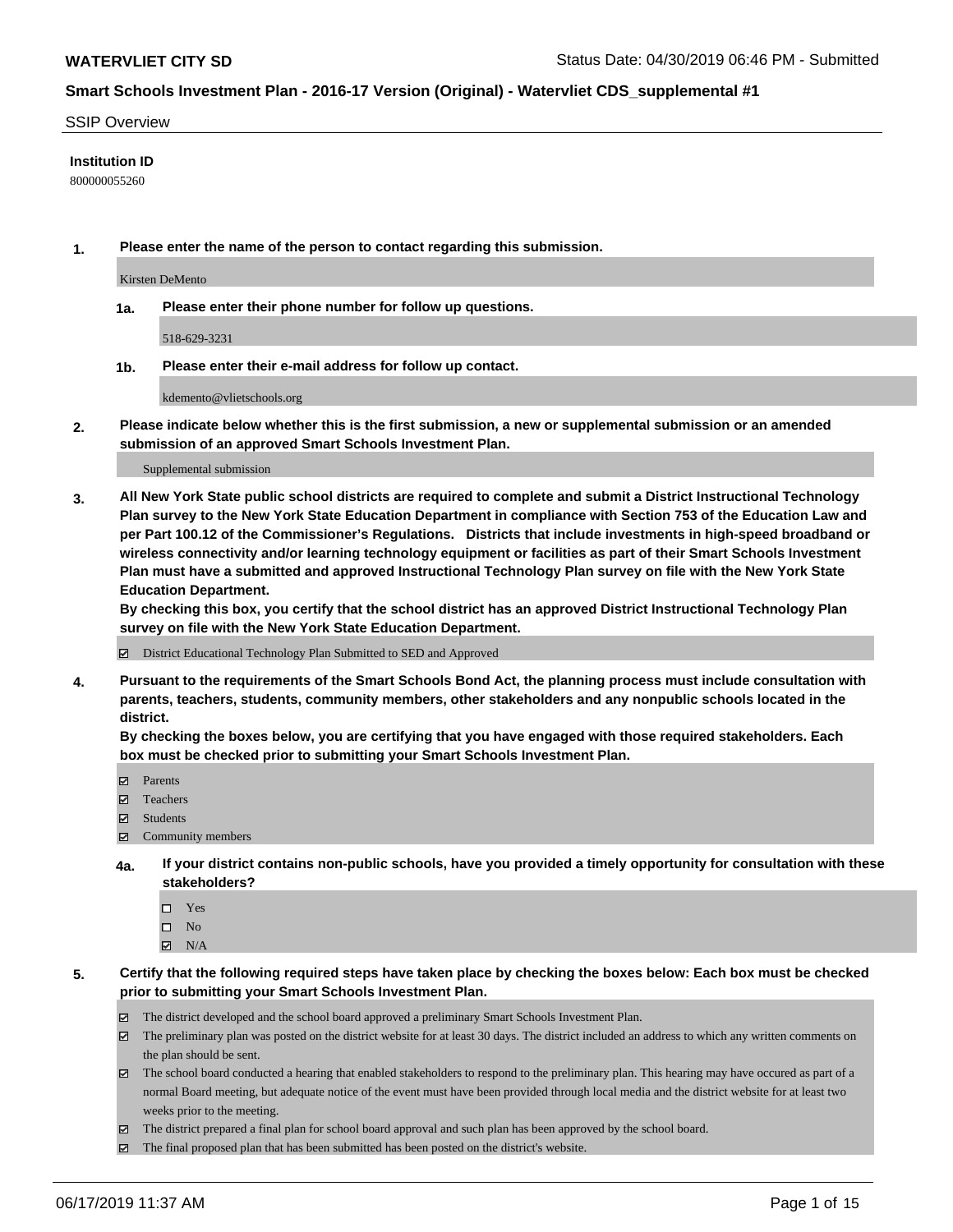**WATERVLIET CITY SD**

Status Date: 04/30/2019 06:46 PM - Submitted

## Smart Schools Investment Plan - 2016-17 Version (Original) - Watervliet CDS_supplemental #1

SSIP Overview

**Institution ID**

800000055260

**1. Please enter the name of the person to contact regarding this submission.**

Kirsten DeMento

**1a. Please enter their phone number for follow up questions.**

518-629-3231

**1b. Please enter their e-mail address for follow up contact.**

kdemento@vlietschools.org

**2. Please indicate below whether this is the first submission, a new or supplemental submission or an amended submission of an approved Smart Schools Investment Plan.**

Supplemental submission

**3. All New York State public school districts are required to complete and submit a District Instructional Technology Plan survey to the New York State Education Department in compliance with Section 753 of the Education Law and per Part 100.12 of the Commissioner's Regulations. Districts that include investments in high-speed broadband or wireless connectivity and/or learning technology equipment or facilities as part of their Smart Schools Investment Plan must have a submitted and approved Instructional Technology Plan survey on file with the New York State Education Department.**
**By checking this box, you certify that the school district has an approved District Instructional Technology Plan survey on file with the New York State Education Department.**

- ☑ District Educational Technology Plan Submitted to SED and Approved

**4. Pursuant to the requirements of the Smart Schools Bond Act, the planning process must include consultation with parents, teachers, students, community members, other stakeholders and any nonpublic schools located in the district.**
**By checking the boxes below, you are certifying that you have engaged with those required stakeholders. Each box must be checked prior to submitting your Smart Schools Investment Plan.**

- ☑ Parents
- ☑ Teachers
- ☑ Students
- ☑ Community members

**4a. If your district contains non-public schools, have you provided a timely opportunity for consultation with these stakeholders?**

- ☐ Yes
- ☐ No
- ☑ N/A

**5. Certify that the following required steps have taken place by checking the boxes below: Each box must be checked prior to submitting your Smart Schools Investment Plan.**

- ☑ The district developed and the school board approved a preliminary Smart Schools Investment Plan.
- ☑ The preliminary plan was posted on the district website for at least 30 days. The district included an address to which any written comments on the plan should be sent.
- ☑ The school board conducted a hearing that enabled stakeholders to respond to the preliminary plan. This hearing may have occured as part of a normal Board meeting, but adequate notice of the event must have been provided through local media and the district website for at least two weeks prior to the meeting.
- ☑ The district prepared a final plan for school board approval and such plan has been approved by the school board.
- ☑ The final proposed plan that has been submitted has been posted on the district's website.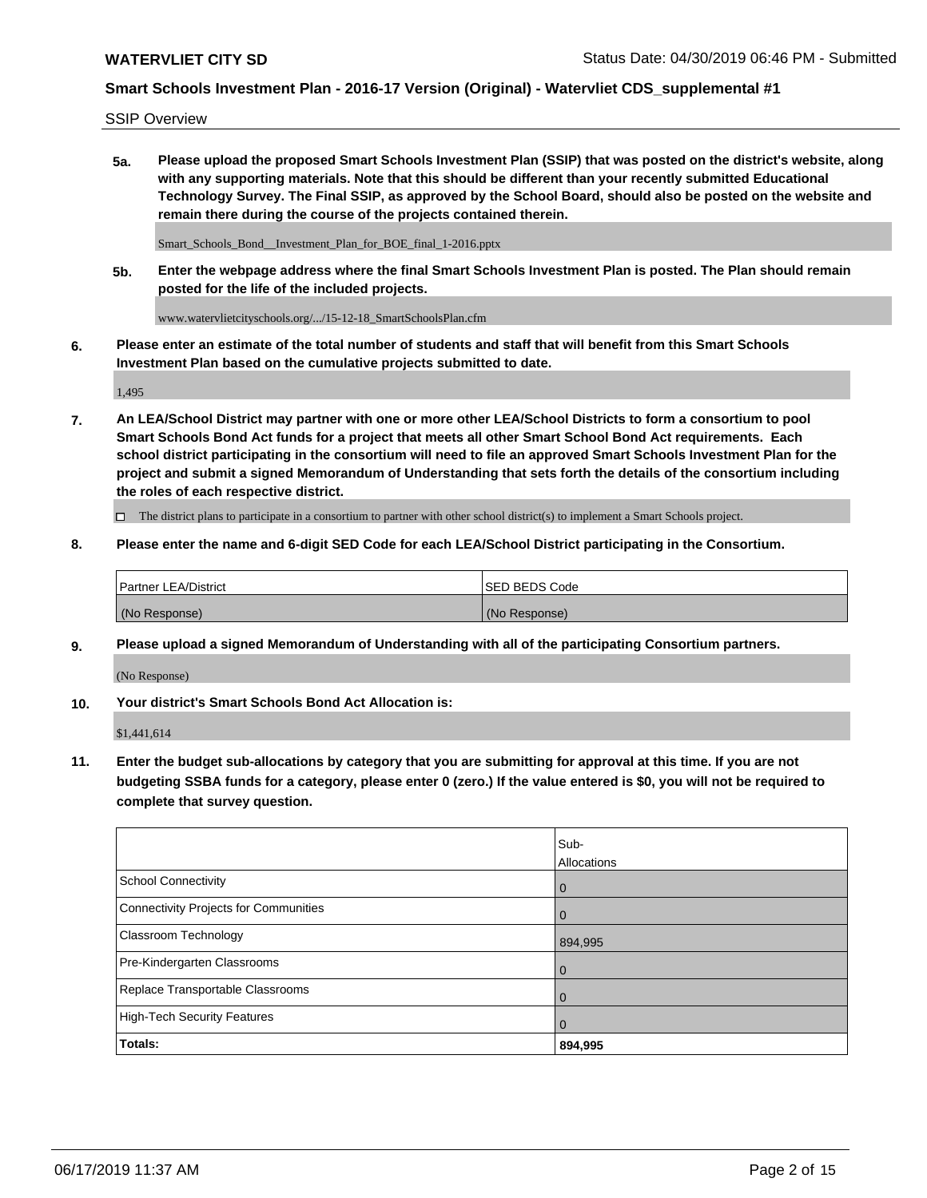SSIP Overview

**5a. Please upload the proposed Smart Schools Investment Plan (SSIP) that was posted on the district's website, along with any supporting materials. Note that this should be different than your recently submitted Educational Technology Survey. The Final SSIP, as approved by the School Board, should also be posted on the website and remain there during the course of the projects contained therein.**

Smart_Schools_Bond__Investment_Plan_for_BOE_final_1-2016.pptx

**5b. Enter the webpage address where the final Smart Schools Investment Plan is posted. The Plan should remain posted for the life of the included projects.**

www.watervlietcityschools.org/.../15-12-18_SmartSchoolsPlan.cfm

**6. Please enter an estimate of the total number of students and staff that will benefit from this Smart Schools Investment Plan based on the cumulative projects submitted to date.**

1,495

**7. An LEA/School District may partner with one or more other LEA/School Districts to form a consortium to pool Smart Schools Bond Act funds for a project that meets all other Smart School Bond Act requirements. Each school district participating in the consortium will need to file an approved Smart Schools Investment Plan for the project and submit a signed Memorandum of Understanding that sets forth the details of the consortium including the roles of each respective district.**

☐ The district plans to participate in a consortium to partner with other school district(s) to implement a Smart Schools project.

**8. Please enter the name and 6-digit SED Code for each LEA/School District participating in the Consortium.**

| Partner LEA/District | SED BEDS Code |
|---|---|
| (No Response) | (No Response) |

**9. Please upload a signed Memorandum of Understanding with all of the participating Consortium partners.**

(No Response)

**10. Your district's Smart Schools Bond Act Allocation is:**

$1,441,614

**11. Enter the budget sub-allocations by category that you are submitting for approval at this time. If you are not budgeting SSBA funds for a category, please enter 0 (zero.) If the value entered is $0, you will not be required to complete that survey question.**

| | Sub-Allocations |
|---|---|
| School Connectivity | 0 |
| Connectivity Projects for Communities | 0 |
| Classroom Technology | 894,995 |
| Pre-Kindergarten Classrooms | 0 |
| Replace Transportable Classrooms | 0 |
| High-Tech Security Features | 0 |
| **Totals:** | **894,995** |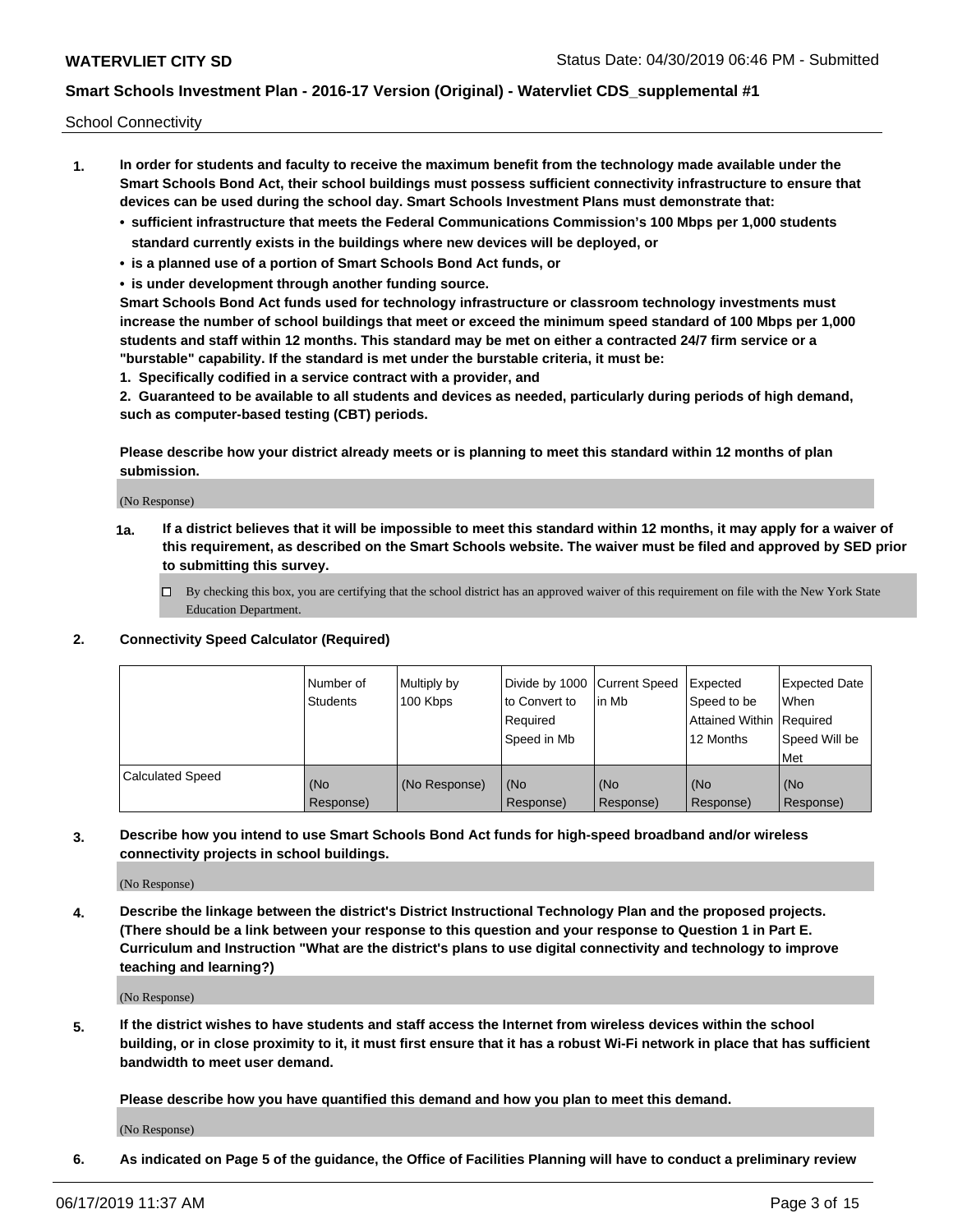School Connectivity

1. **In order for students and faculty to receive the maximum benefit from the technology made available under the Smart Schools Bond Act, their school buildings must possess sufficient connectivity infrastructure to ensure that devices can be used during the school day. Smart Schools Investment Plans must demonstrate that:**
   - **sufficient infrastructure that meets the Federal Communications Commission's 100 Mbps per 1,000 students standard currently exists in the buildings where new devices will be deployed, or**
   - **is a planned use of a portion of Smart Schools Bond Act funds, or**
   - **is under development through another funding source.**

   **Smart Schools Bond Act funds used for technology infrastructure or classroom technology investments must increase the number of school buildings that meet or exceed the minimum speed standard of 100 Mbps per 1,000 students and staff within 12 months. This standard may be met on either a contracted 24/7 firm service or a "burstable" capability. If the standard is met under the burstable criteria, it must be:**

   **1. Specifically codified in a service contract with a provider, and**

   **2. Guaranteed to be available to all students and devices as needed, particularly during periods of high demand, such as computer-based testing (CBT) periods.**

   **Please describe how your district already meets or is planning to meet this standard within 12 months of plan submission.**

   (No Response)

   **1a. If a district believes that it will be impossible to meet this standard within 12 months, it may apply for a waiver of this requirement, as described on the Smart Schools website. The waiver must be filed and approved by SED prior to submitting this survey.**

   ☐ By checking this box, you are certifying that the school district has an approved waiver of this requirement on file with the New York State Education Department.

2. **Connectivity Speed Calculator (Required)**

| | Number of Students | Multiply by 100 Kbps | Divide by 1000 to Convert to Required Speed in Mb | Current Speed in Mb | Expected Speed to be Attained Within 12 Months | Expected Date When Required Speed Will be Met |
|---|---|---|---|---|---|---|
| Calculated Speed | (No Response) | (No Response) | (No Response) | (No Response) | (No Response) | (No Response) |

3. **Describe how you intend to use Smart Schools Bond Act funds for high-speed broadband and/or wireless connectivity projects in school buildings.**

   (No Response)

4. **Describe the linkage between the district's District Instructional Technology Plan and the proposed projects. (There should be a link between your response to this question and your response to Question 1 in Part E. Curriculum and Instruction "What are the district's plans to use digital connectivity and technology to improve teaching and learning?)**

   (No Response)

5. **If the district wishes to have students and staff access the Internet from wireless devices within the school building, or in close proximity to it, it must first ensure that it has a robust Wi-Fi network in place that has sufficient bandwidth to meet user demand.**

   **Please describe how you have quantified this demand and how you plan to meet this demand.**

   (No Response)

6. **As indicated on Page 5 of the guidance, the Office of Facilities Planning will have to conduct a preliminary review**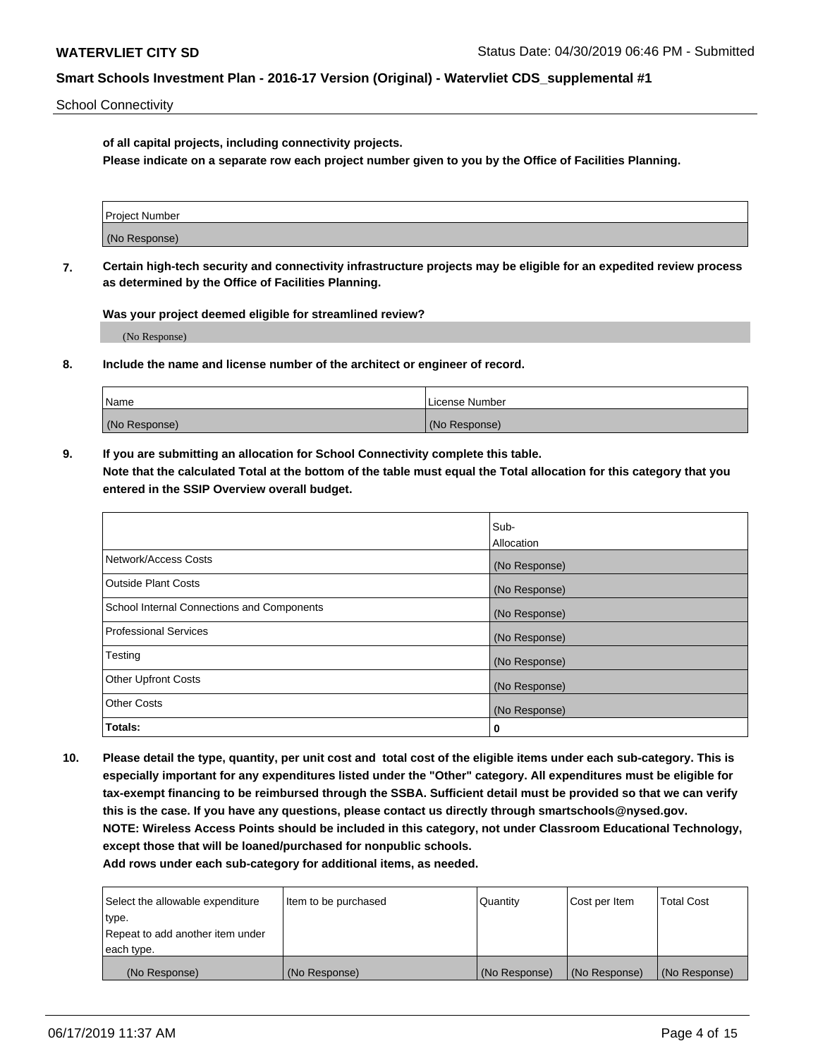School Connectivity

**of all capital projects, including connectivity projects.**
**Please indicate on a separate row each project number given to you by the Office of Facilities Planning.**

| Project Number |
|---|
| (No Response) |

**7. Certain high-tech security and connectivity infrastructure projects may be eligible for an expedited review process as determined by the Office of Facilities Planning.**

**Was your project deemed eligible for streamlined review?**

(No Response)

**8. Include the name and license number of the architect or engineer of record.**

| Name | License Number |
|---|---|
| (No Response) | (No Response) |

**9. If you are submitting an allocation for School Connectivity complete this table.**
**Note that the calculated Total at the bottom of the table must equal the Total allocation for this category that you entered in the SSIP Overview overall budget.**

| | Sub-Allocation |
|---|---|
| Network/Access Costs | (No Response) |
| Outside Plant Costs | (No Response) |
| School Internal Connections and Components | (No Response) |
| Professional Services | (No Response) |
| Testing | (No Response) |
| Other Upfront Costs | (No Response) |
| Other Costs | (No Response) |
| **Totals:** | **0** |

**10. Please detail the type, quantity, per unit cost and total cost of the eligible items under each sub-category. This is especially important for any expenditures listed under the "Other" category. All expenditures must be eligible for tax-exempt financing to be reimbursed through the SSBA. Sufficient detail must be provided so that we can verify this is the case. If you have any questions, please contact us directly through smartschools@nysed.gov.**
**NOTE: Wireless Access Points should be included in this category, not under Classroom Educational Technology, except those that will be loaned/purchased for nonpublic schools.**
**Add rows under each sub-category for additional items, as needed.**

| Select the allowable expenditure type. Repeat to add another item under each type. | Item to be purchased | Quantity | Cost per Item | Total Cost |
|---|---|---|---|---|
| (No Response) | (No Response) | (No Response) | (No Response) | (No Response) |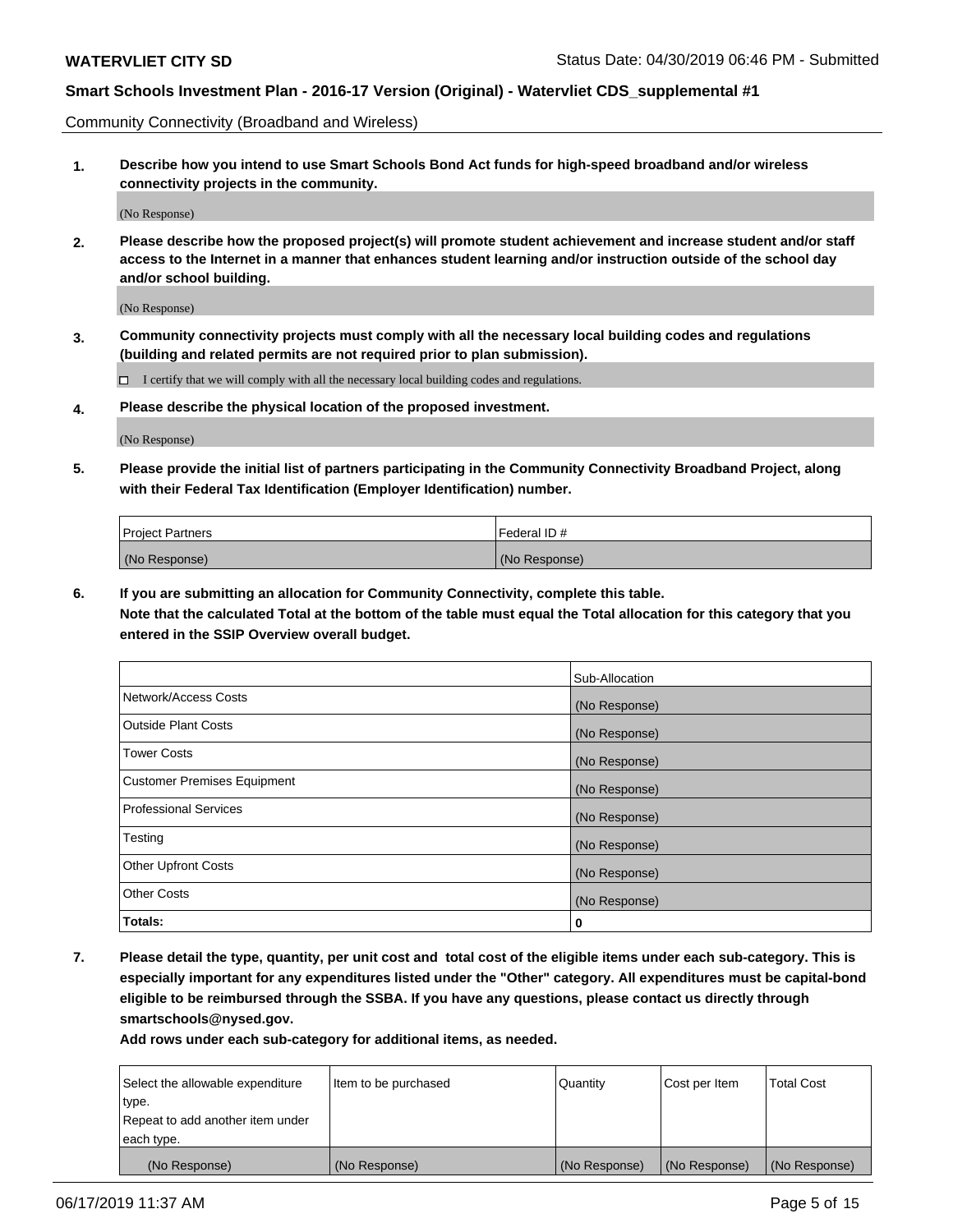Community Connectivity (Broadband and Wireless)

**1. Describe how you intend to use Smart Schools Bond Act funds for high-speed broadband and/or wireless connectivity projects in the community.**

(No Response)

**2. Please describe how the proposed project(s) will promote student achievement and increase student and/or staff access to the Internet in a manner that enhances student learning and/or instruction outside of the school day and/or school building.**

(No Response)

**3. Community connectivity projects must comply with all the necessary local building codes and regulations (building and related permits are not required prior to plan submission).**

☐ I certify that we will comply with all the necessary local building codes and regulations.

**4. Please describe the physical location of the proposed investment.**

(No Response)

**5. Please provide the initial list of partners participating in the Community Connectivity Broadband Project, along with their Federal Tax Identification (Employer Identification) number.**

| Project Partners | Federal ID # |
|---|---|
| (No Response) | (No Response) |

**6. If you are submitting an allocation for Community Connectivity, complete this table.
Note that the calculated Total at the bottom of the table must equal the Total allocation for this category that you entered in the SSIP Overview overall budget.**

| | Sub-Allocation |
|---|---|
| Network/Access Costs | (No Response) |
| Outside Plant Costs | (No Response) |
| Tower Costs | (No Response) |
| Customer Premises Equipment | (No Response) |
| Professional Services | (No Response) |
| Testing | (No Response) |
| Other Upfront Costs | (No Response) |
| Other Costs | (No Response) |
| **Totals:** | **0** |

**7. Please detail the type, quantity, per unit cost and total cost of the eligible items under each sub-category. This is especially important for any expenditures listed under the "Other" category. All expenditures must be capital-bond eligible to be reimbursed through the SSBA. If you have any questions, please contact us directly through smartschools@nysed.gov.**

**Add rows under each sub-category for additional items, as needed.**

| Select the allowable expenditure type. Repeat to add another item under each type. | Item to be purchased | Quantity | Cost per Item | Total Cost |
|---|---|---|---|---|
| (No Response) | (No Response) | (No Response) | (No Response) | (No Response) |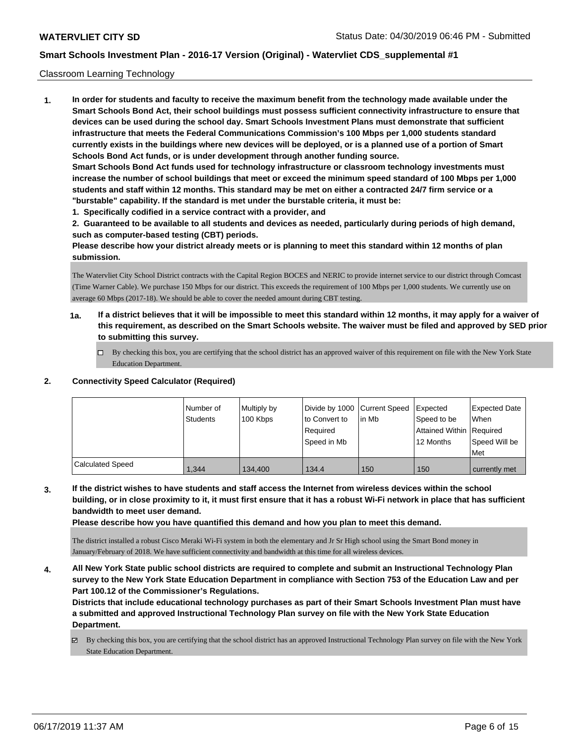Classroom Learning Technology

1. **In order for students and faculty to receive the maximum benefit from the technology made available under the Smart Schools Bond Act, their school buildings must possess sufficient connectivity infrastructure to ensure that devices can be used during the school day. Smart Schools Investment Plans must demonstrate that sufficient infrastructure that meets the Federal Communications Commission's 100 Mbps per 1,000 students standard currently exists in the buildings where new devices will be deployed, or is a planned use of a portion of Smart Schools Bond Act funds, or is under development through another funding source.**
   **Smart Schools Bond Act funds used for technology infrastructure or classroom technology investments must increase the number of school buildings that meet or exceed the minimum speed standard of 100 Mbps per 1,000 students and staff within 12 months. This standard may be met on either a contracted 24/7 firm service or a "burstable" capability. If the standard is met under the burstable criteria, it must be:**
   **1. Specifically codified in a service contract with a provider, and**
   **2. Guaranteed to be available to all students and devices as needed, particularly during periods of high demand, such as computer-based testing (CBT) periods.**
   **Please describe how your district already meets or is planning to meet this standard within 12 months of plan submission.**

   The Watervliet City School District contracts with the Capital Region BOCES and NERIC to provide internet service to our district through Comcast (Time Warner Cable). We purchase 150 Mbps for our district. This exceeds the requirement of 100 Mbps per 1,000 students. We currently use on average 60 Mbps (2017-18). We should be able to cover the needed amount during CBT testing.

   **1a. If a district believes that it will be impossible to meet this standard within 12 months, it may apply for a waiver of this requirement, as described on the Smart Schools website. The waiver must be filed and approved by SED prior to submitting this survey.**

   - [ ] By checking this box, you are certifying that the school district has an approved waiver of this requirement on file with the New York State Education Department.

2. **Connectivity Speed Calculator (Required)**

| | Number of Students | Multiply by 100 Kbps | Divide by 1000 to Convert to Required Speed in Mb | Current Speed in Mb | Expected Speed to be Attained Within 12 Months | Expected Date When Required Speed Will be Met |
|---|---|---|---|---|---|---|
| Calculated Speed | 1,344 | 134,400 | 134.4 | 150 | 150 | currently met |

3. **If the district wishes to have students and staff access the Internet from wireless devices within the school building, or in close proximity to it, it must first ensure that it has a robust Wi-Fi network in place that has sufficient bandwidth to meet user demand.**
   **Please describe how you have quantified this demand and how you plan to meet this demand.**

   The district installed a robust Cisco Meraki Wi-Fi system in both the elementary and Jr Sr High school using the Smart Bond money in January/February of 2018. We have sufficient connectivity and bandwidth at this time for all wireless devices.

4. **All New York State public school districts are required to complete and submit an Instructional Technology Plan survey to the New York State Education Department in compliance with Section 753 of the Education Law and per Part 100.12 of the Commissioner's Regulations.**
   **Districts that include educational technology purchases as part of their Smart Schools Investment Plan must have a submitted and approved Instructional Technology Plan survey on file with the New York State Education Department.**

   - [x] By checking this box, you are certifying that the school district has an approved Instructional Technology Plan survey on file with the New York State Education Department.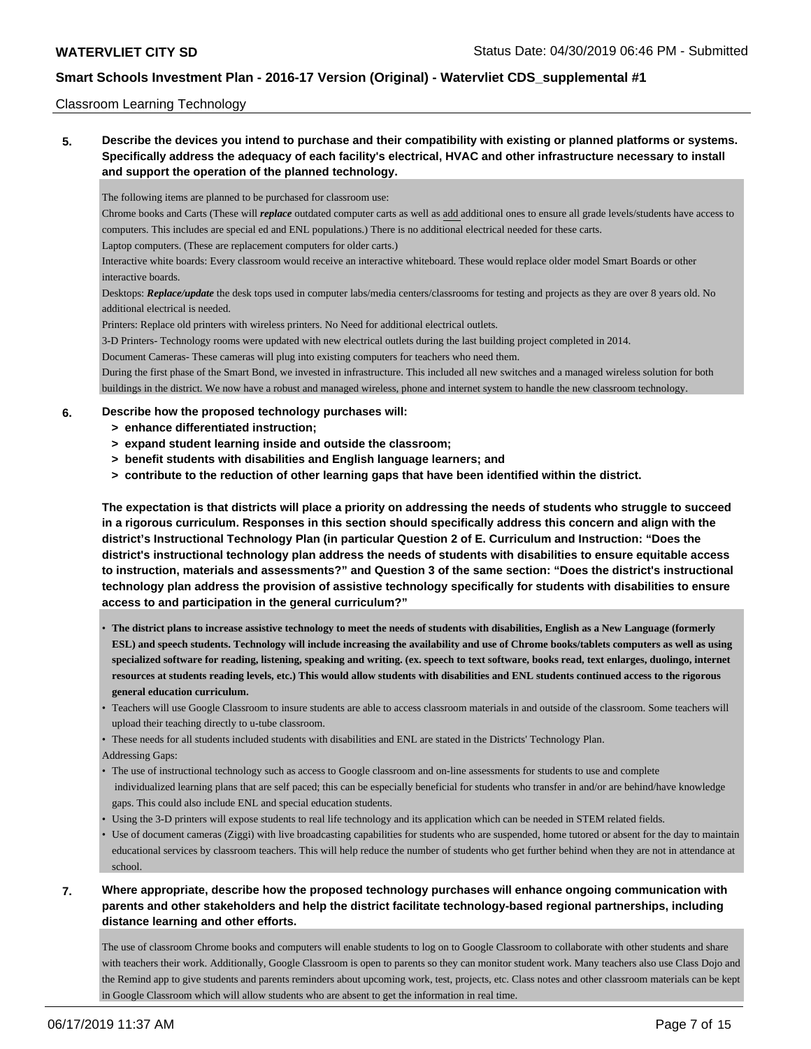Classroom Learning Technology

**5. Describe the devices you intend to purchase and their compatibility with existing or planned platforms or systems. Specifically address the adequacy of each facility's electrical, HVAC and other infrastructure necessary to install and support the operation of the planned technology.**

The following items are planned to be purchased for classroom use:

Chrome books and Carts (These will ***replace*** outdated computer carts as well as add additional ones to ensure all grade levels/students have access to computers. This includes are special ed and ENL populations.) There is no additional electrical needed for these carts.

Laptop computers. (These are replacement computers for older carts.)

Interactive white boards: Every classroom would receive an interactive whiteboard. These would replace older model Smart Boards or other interactive boards.

Desktops: ***Replace/update*** the desk tops used in computer labs/media centers/classrooms for testing and projects as they are over 8 years old. No additional electrical is needed.

Printers: Replace old printers with wireless printers. No Need for additional electrical outlets.

3-D Printers- Technology rooms were updated with new electrical outlets during the last building project completed in 2014.

Document Cameras- These cameras will plug into existing computers for teachers who need them.

During the first phase of the Smart Bond, we invested in infrastructure. This included all new switches and a managed wireless solution for both buildings in the district. We now have a robust and managed wireless, phone and internet system to handle the new classroom technology.

**6. Describe how the proposed technology purchases will:**
- **> enhance differentiated instruction;**
- **> expand student learning inside and outside the classroom;**
- **> benefit students with disabilities and English language learners; and**
- **> contribute to the reduction of other learning gaps that have been identified within the district.**

**The expectation is that districts will place a priority on addressing the needs of students who struggle to succeed in a rigorous curriculum. Responses in this section should specifically address this concern and align with the district's Instructional Technology Plan (in particular Question 2 of E. Curriculum and Instruction: "Does the district's instructional technology plan address the needs of students with disabilities to ensure equitable access to instruction, materials and assessments?" and Question 3 of the same section: "Does the district's instructional technology plan address the provision of assistive technology specifically for students with disabilities to ensure access to and participation in the general curriculum?"**

- **The district plans to increase assistive technology to meet the needs of students with disabilities, English as a New Language (formerly ESL) and speech students. Technology will include increasing the availability and use of Chrome books/tablets computers as well as using specialized software for reading, listening, speaking and writing. (ex. speech to text software, books read, text enlarges, duolingo, internet resources at students reading levels, etc.) This would allow students with disabilities and ENL students continued access to the rigorous general education curriculum.**
- Teachers will use Google Classroom to insure students are able to access classroom materials in and outside of the classroom. Some teachers will upload their teaching directly to u-tube classroom.
- These needs for all students included students with disabilities and ENL are stated in the Districts' Technology Plan.

Addressing Gaps:

- The use of instructional technology such as access to Google classroom and on-line assessments for students to use and complete individualized learning plans that are self paced; this can be especially beneficial for students who transfer in and/or are behind/have knowledge gaps. This could also include ENL and special education students.
- Using the 3-D printers will expose students to real life technology and its application which can be needed in STEM related fields.
- Use of document cameras (Ziggi) with live broadcasting capabilities for students who are suspended, home tutored or absent for the day to maintain educational services by classroom teachers. This will help reduce the number of students who get further behind when they are not in attendance at school.

**7. Where appropriate, describe how the proposed technology purchases will enhance ongoing communication with parents and other stakeholders and help the district facilitate technology-based regional partnerships, including distance learning and other efforts.**

The use of classroom Chrome books and computers will enable students to log on to Google Classroom to collaborate with other students and share with teachers their work. Additionally, Google Classroom is open to parents so they can monitor student work. Many teachers also use Class Dojo and the Remind app to give students and parents reminders about upcoming work, test, projects, etc. Class notes and other classroom materials can be kept in Google Classroom which will allow students who are absent to get the information in real time.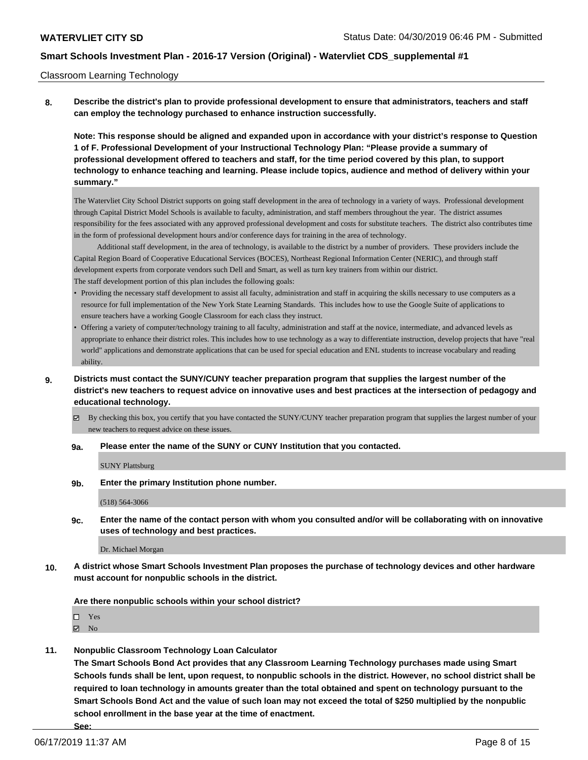Classroom Learning Technology

**8. Describe the district's plan to provide professional development to ensure that administrators, teachers and staff can employ the technology purchased to enhance instruction successfully.**

**Note: This response should be aligned and expanded upon in accordance with your district's response to Question 1 of F. Professional Development of your Instructional Technology Plan: "Please provide a summary of professional development offered to teachers and staff, for the time period covered by this plan, to support technology to enhance teaching and learning. Please include topics, audience and method of delivery within your summary."**

The Watervliet City School District supports on going staff development in the area of technology in a variety of ways. Professional development through Capital District Model Schools is available to faculty, administration, and staff members throughout the year. The district assumes responsibility for the fees associated with any approved professional development and costs for substitute teachers. The district also contributes time in the form of professional development hours and/or conference days for training in the area of technology.

Additional staff development, in the area of technology, is available to the district by a number of providers. These providers include the Capital Region Board of Cooperative Educational Services (BOCES), Northeast Regional Information Center (NERIC), and through staff development experts from corporate vendors such Dell and Smart, as well as turn key trainers from within our district.

The staff development portion of this plan includes the following goals:

- Providing the necessary staff development to assist all faculty, administration and staff in acquiring the skills necessary to use computers as a resource for full implementation of the New York State Learning Standards. This includes how to use the Google Suite of applications to ensure teachers have a working Google Classroom for each class they instruct.
- Offering a variety of computer/technology training to all faculty, administration and staff at the novice, intermediate, and advanced levels as appropriate to enhance their district roles. This includes how to use technology as a way to differentiate instruction, develop projects that have "real world" applications and demonstrate applications that can be used for special education and ENL students to increase vocabulary and reading ability.

**9. Districts must contact the SUNY/CUNY teacher preparation program that supplies the largest number of the district's new teachers to request advice on innovative uses and best practices at the intersection of pedagogy and educational technology.**

☑ By checking this box, you certify that you have contacted the SUNY/CUNY teacher preparation program that supplies the largest number of your new teachers to request advice on these issues.

**9a. Please enter the name of the SUNY or CUNY Institution that you contacted.**

SUNY Plattsburg

**9b. Enter the primary Institution phone number.**

(518) 564-3066

**9c. Enter the name of the contact person with whom you consulted and/or will be collaborating with on innovative uses of technology and best practices.**

Dr. Michael Morgan

**10. A district whose Smart Schools Investment Plan proposes the purchase of technology devices and other hardware must account for nonpublic schools in the district.**

**Are there nonpublic schools within your school district?**

☐ Yes
☑ No

**11. Nonpublic Classroom Technology Loan Calculator**

**The Smart Schools Bond Act provides that any Classroom Learning Technology purchases made using Smart Schools funds shall be lent, upon request, to nonpublic schools in the district. However, no school district shall be required to loan technology in amounts greater than the total obtained and spent on technology pursuant to the Smart Schools Bond Act and the value of such loan may not exceed the total of $250 multiplied by the nonpublic school enrollment in the base year at the time of enactment.**

**See:**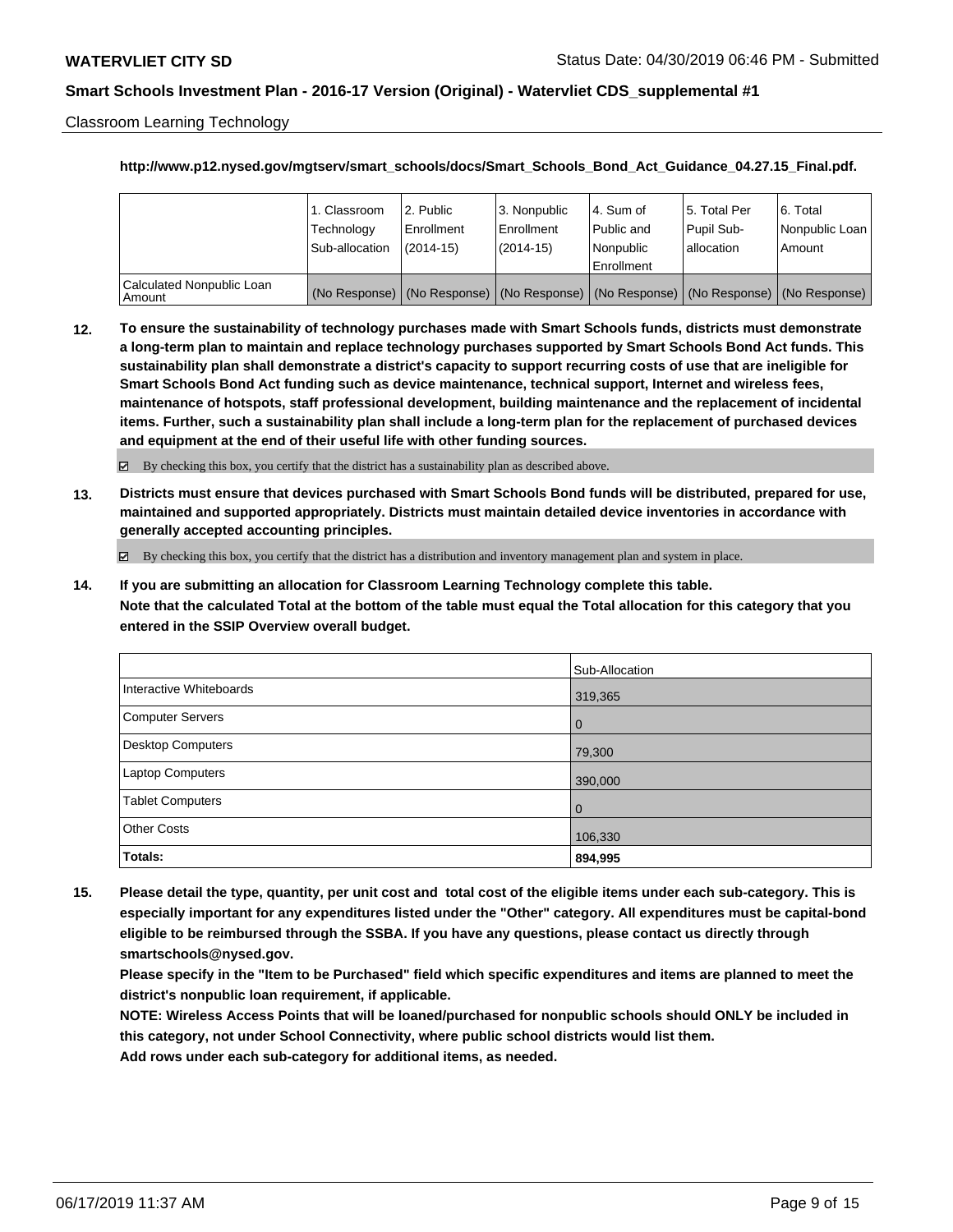Classroom Learning Technology

**http://www.p12.nysed.gov/mgtserv/smart_schools/docs/Smart_Schools_Bond_Act_Guidance_04.27.15_Final.pdf.**

| | 1. Classroom Technology Sub-allocation | 2. Public Enrollment (2014-15) | 3. Nonpublic Enrollment (2014-15) | 4. Sum of Public and Nonpublic Enrollment | 5. Total Per Pupil Sub-allocation | 6. Total Nonpublic Loan Amount |
|---|---|---|---|---|---|---|
| Calculated Nonpublic Loan Amount | (No Response) | (No Response) | (No Response) | (No Response) | (No Response) | (No Response) |

**12. To ensure the sustainability of technology purchases made with Smart Schools funds, districts must demonstrate a long-term plan to maintain and replace technology purchases supported by Smart Schools Bond Act funds. This sustainability plan shall demonstrate a district's capacity to support recurring costs of use that are ineligible for Smart Schools Bond Act funding such as device maintenance, technical support, Internet and wireless fees, maintenance of hotspots, staff professional development, building maintenance and the replacement of incidental items. Further, such a sustainability plan shall include a long-term plan for the replacement of purchased devices and equipment at the end of their useful life with other funding sources.**

☑ By checking this box, you certify that the district has a sustainability plan as described above.

**13. Districts must ensure that devices purchased with Smart Schools Bond funds will be distributed, prepared for use, maintained and supported appropriately. Districts must maintain detailed device inventories in accordance with generally accepted accounting principles.**

☑ By checking this box, you certify that the district has a distribution and inventory management plan and system in place.

**14. If you are submitting an allocation for Classroom Learning Technology complete this table.**
**Note that the calculated Total at the bottom of the table must equal the Total allocation for this category that you entered in the SSIP Overview overall budget.**

| | Sub-Allocation |
|---|---|
| Interactive Whiteboards | 319,365 |
| Computer Servers | 0 |
| Desktop Computers | 79,300 |
| Laptop Computers | 390,000 |
| Tablet Computers | 0 |
| Other Costs | 106,330 |
| **Totals:** | **894,995** |

**15. Please detail the type, quantity, per unit cost and total cost of the eligible items under each sub-category. This is especially important for any expenditures listed under the "Other" category. All expenditures must be capital-bond eligible to be reimbursed through the SSBA. If you have any questions, please contact us directly through smartschools@nysed.gov.**
**Please specify in the "Item to be Purchased" field which specific expenditures and items are planned to meet the district's nonpublic loan requirement, if applicable.**
**NOTE: Wireless Access Points that will be loaned/purchased for nonpublic schools should ONLY be included in this category, not under School Connectivity, where public school districts would list them.**
**Add rows under each sub-category for additional items, as needed.**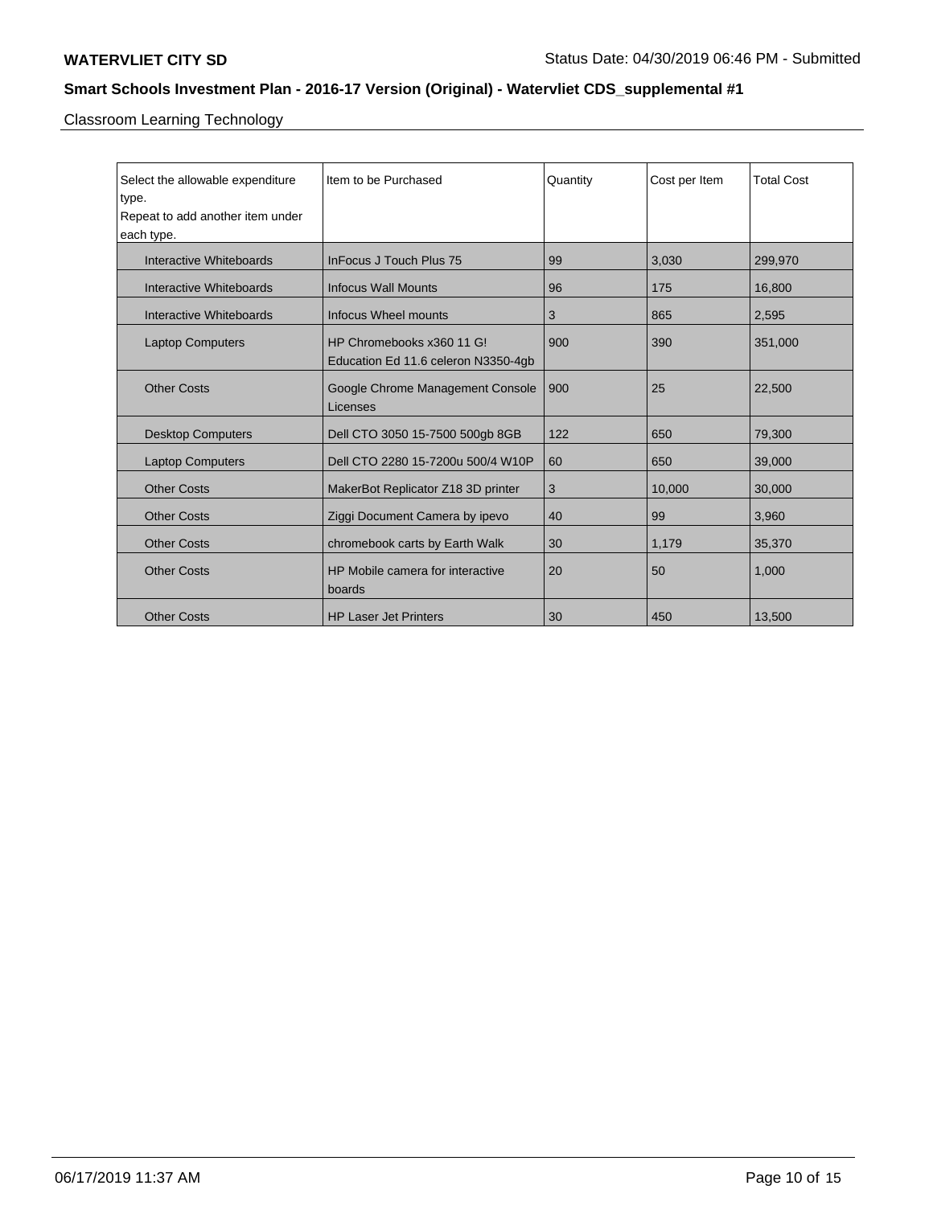Classroom Learning Technology

| Select the allowable expenditure type. Repeat to add another item under each type. | Item to be Purchased | Quantity | Cost per Item | Total Cost |
|---|---|---|---|---|
| Interactive Whiteboards | InFocus J Touch Plus 75 | 99 | 3,030 | 299,970 |
| Interactive Whiteboards | Infocus Wall Mounts | 96 | 175 | 16,800 |
| Interactive Whiteboards | Infocus Wheel mounts | 3 | 865 | 2,595 |
| Laptop Computers | HP Chromebooks x360 11 G! Education Ed 11.6 celeron N3350-4gb | 900 | 390 | 351,000 |
| Other Costs | Google Chrome Management Console Licenses | 900 | 25 | 22,500 |
| Desktop Computers | Dell CTO 3050 15-7500 500gb 8GB | 122 | 650 | 79,300 |
| Laptop Computers | Dell CTO 2280 15-7200u 500/4 W10P | 60 | 650 | 39,000 |
| Other Costs | MakerBot Replicator Z18 3D printer | 3 | 10,000 | 30,000 |
| Other Costs | Ziggi Document Camera by ipevo | 40 | 99 | 3,960 |
| Other Costs | chromebook carts by Earth Walk | 30 | 1,179 | 35,370 |
| Other Costs | HP Mobile camera for interactive boards | 20 | 50 | 1,000 |
| Other Costs | HP Laser Jet Printers | 30 | 450 | 13,500 |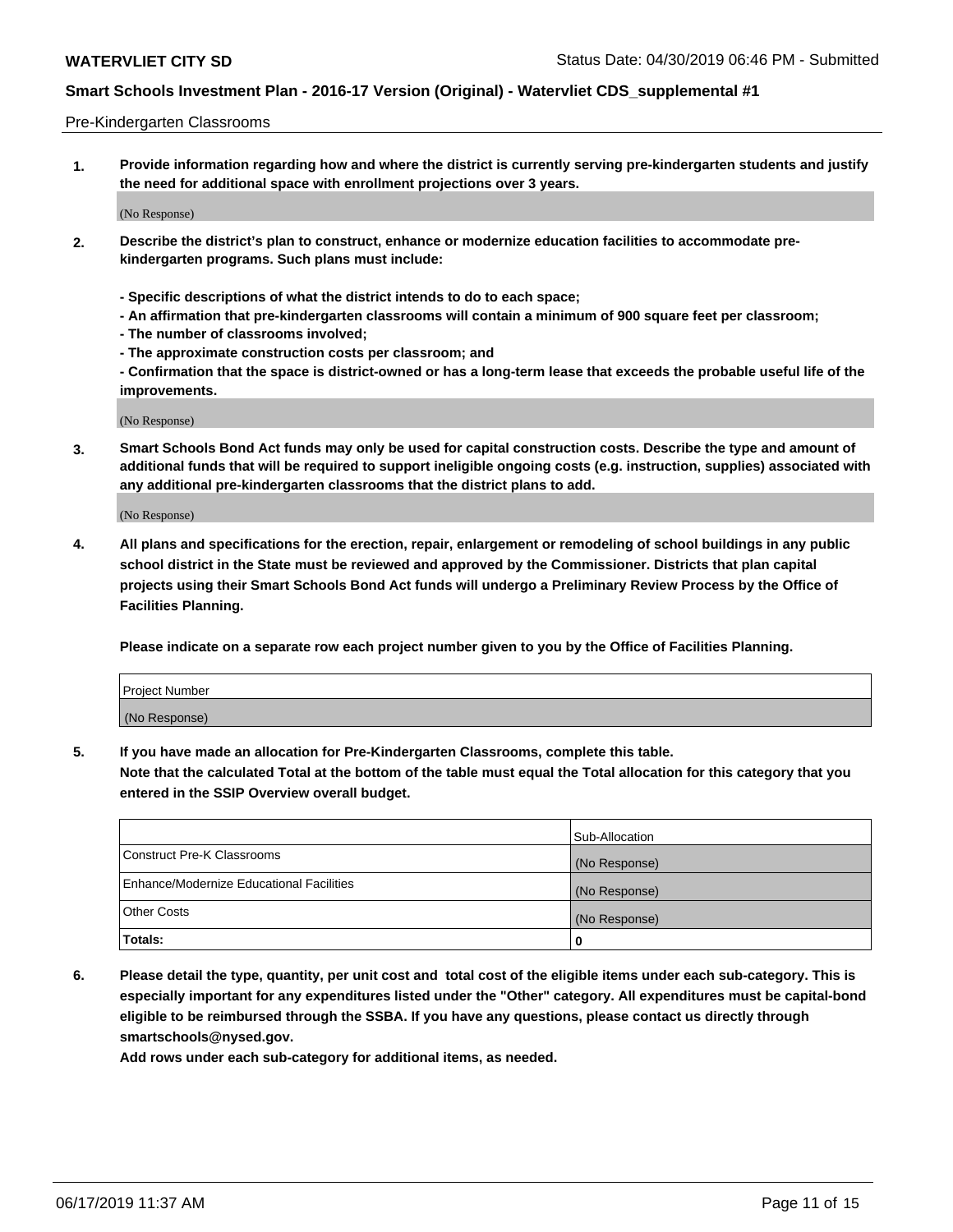Pre-Kindergarten Classrooms

**1. Provide information regarding how and where the district is currently serving pre-kindergarten students and justify the need for additional space with enrollment projections over 3 years.**

(No Response)

**2. Describe the district's plan to construct, enhance or modernize education facilities to accommodate pre-kindergarten programs. Such plans must include:**

**- Specific descriptions of what the district intends to do to each space;**
**- An affirmation that pre-kindergarten classrooms will contain a minimum of 900 square feet per classroom;**
**- The number of classrooms involved;**
**- The approximate construction costs per classroom; and**
**- Confirmation that the space is district-owned or has a long-term lease that exceeds the probable useful life of the improvements.**

(No Response)

**3. Smart Schools Bond Act funds may only be used for capital construction costs. Describe the type and amount of additional funds that will be required to support ineligible ongoing costs (e.g. instruction, supplies) associated with any additional pre-kindergarten classrooms that the district plans to add.**

(No Response)

**4. All plans and specifications for the erection, repair, enlargement or remodeling of school buildings in any public school district in the State must be reviewed and approved by the Commissioner. Districts that plan capital projects using their Smart Schools Bond Act funds will undergo a Preliminary Review Process by the Office of Facilities Planning.**

**Please indicate on a separate row each project number given to you by the Office of Facilities Planning.**

| Project Number |
|---|
| (No Response) |

**5. If you have made an allocation for Pre-Kindergarten Classrooms, complete this table. Note that the calculated Total at the bottom of the table must equal the Total allocation for this category that you entered in the SSIP Overview overall budget.**

| | Sub-Allocation |
|---|---|
| Construct Pre-K Classrooms | (No Response) |
| Enhance/Modernize Educational Facilities | (No Response) |
| Other Costs | (No Response) |
| **Totals:** | **0** |

**6. Please detail the type, quantity, per unit cost and total cost of the eligible items under each sub-category. This is especially important for any expenditures listed under the "Other" category. All expenditures must be capital-bond eligible to be reimbursed through the SSBA. If you have any questions, please contact us directly through smartschools@nysed.gov.**

**Add rows under each sub-category for additional items, as needed.**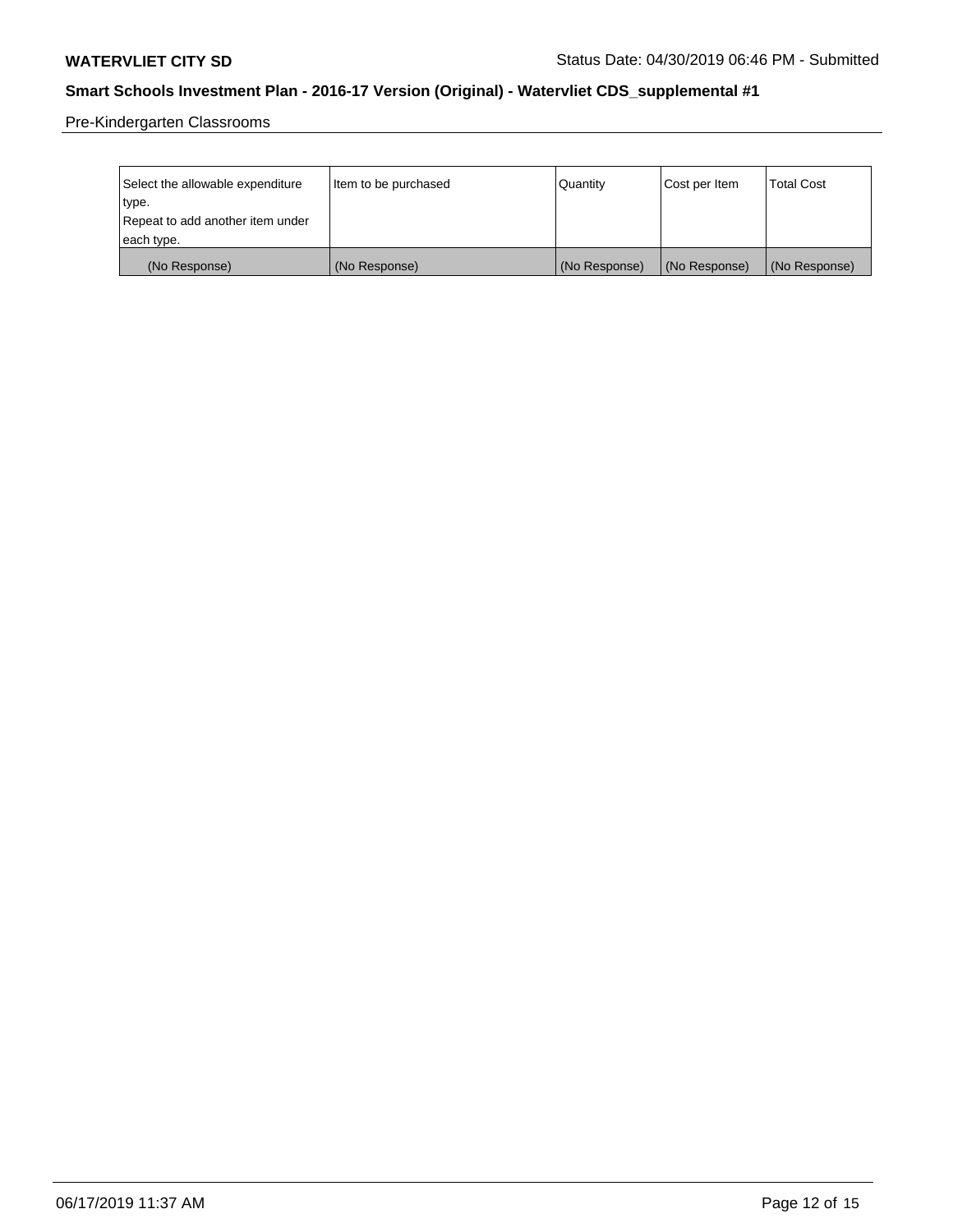Pre-Kindergarten Classrooms

| Select the allowable expenditure type. Repeat to add another item under each type. | Item to be purchased | Quantity | Cost per Item | Total Cost |
|---|---|---|---|---|
| (No Response) | (No Response) | (No Response) | (No Response) | (No Response) |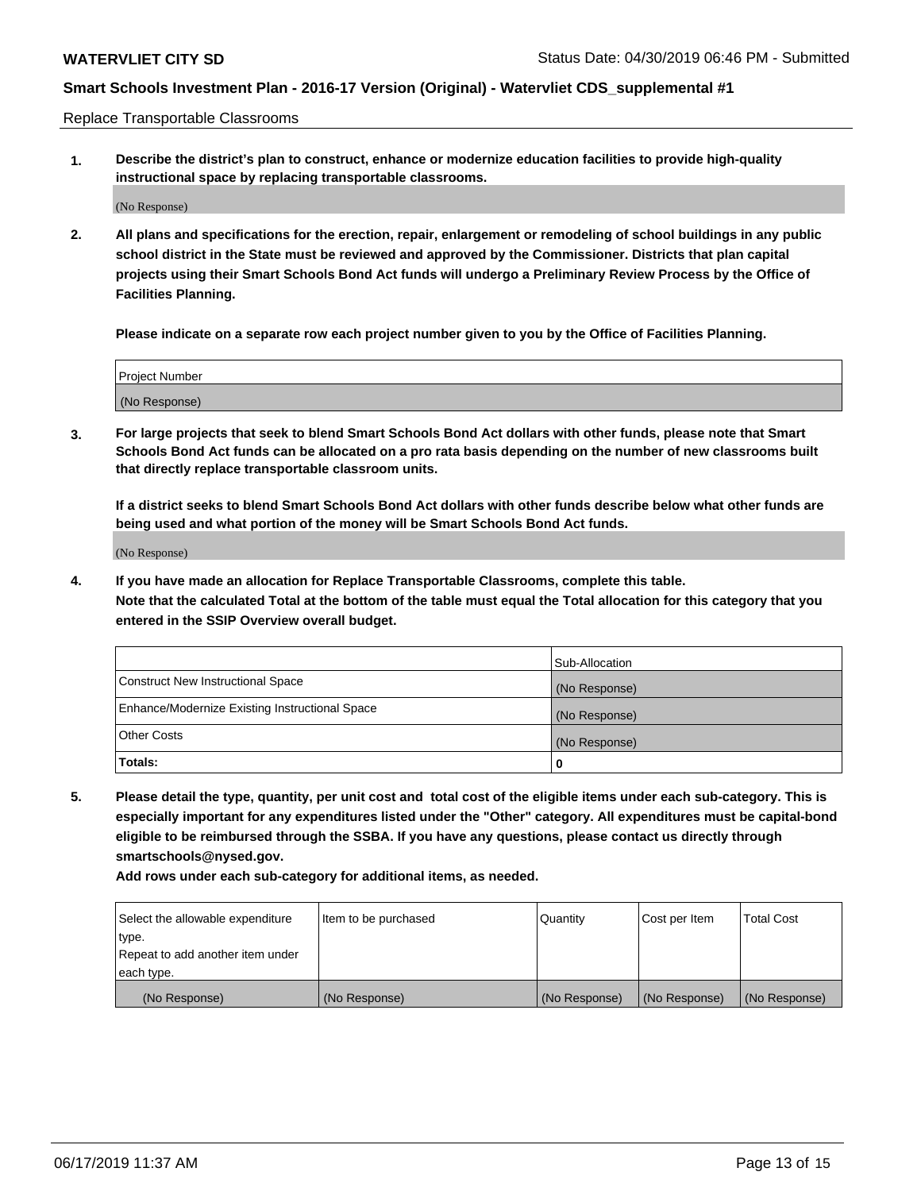Replace Transportable Classrooms

1. **Describe the district's plan to construct, enhance or modernize education facilities to provide high-quality instructional space by replacing transportable classrooms.**

   (No Response)

2. **All plans and specifications for the erection, repair, enlargement or remodeling of school buildings in any public school district in the State must be reviewed and approved by the Commissioner. Districts that plan capital projects using their Smart Schools Bond Act funds will undergo a Preliminary Review Process by the Office of Facilities Planning.**

   **Please indicate on a separate row each project number given to you by the Office of Facilities Planning.**

| Project Number |
|---|
| (No Response) |

3. **For large projects that seek to blend Smart Schools Bond Act dollars with other funds, please note that Smart Schools Bond Act funds can be allocated on a pro rata basis depending on the number of new classrooms built that directly replace transportable classroom units.**

   **If a district seeks to blend Smart Schools Bond Act dollars with other funds describe below what other funds are being used and what portion of the money will be Smart Schools Bond Act funds.**

   (No Response)

4. **If you have made an allocation for Replace Transportable Classrooms, complete this table. Note that the calculated Total at the bottom of the table must equal the Total allocation for this category that you entered in the SSIP Overview overall budget.**

| | Sub-Allocation |
|---|---|
| Construct New Instructional Space | (No Response) |
| Enhance/Modernize Existing Instructional Space | (No Response) |
| Other Costs | (No Response) |
| **Totals:** | **0** |

5. **Please detail the type, quantity, per unit cost and total cost of the eligible items under each sub-category. This is especially important for any expenditures listed under the "Other" category. All expenditures must be capital-bond eligible to be reimbursed through the SSBA. If you have any questions, please contact us directly through smartschools@nysed.gov.**

   **Add rows under each sub-category for additional items, as needed.**

| Select the allowable expenditure type. Repeat to add another item under each type. | Item to be purchased | Quantity | Cost per Item | Total Cost |
|---|---|---|---|---|
| (No Response) | (No Response) | (No Response) | (No Response) | (No Response) |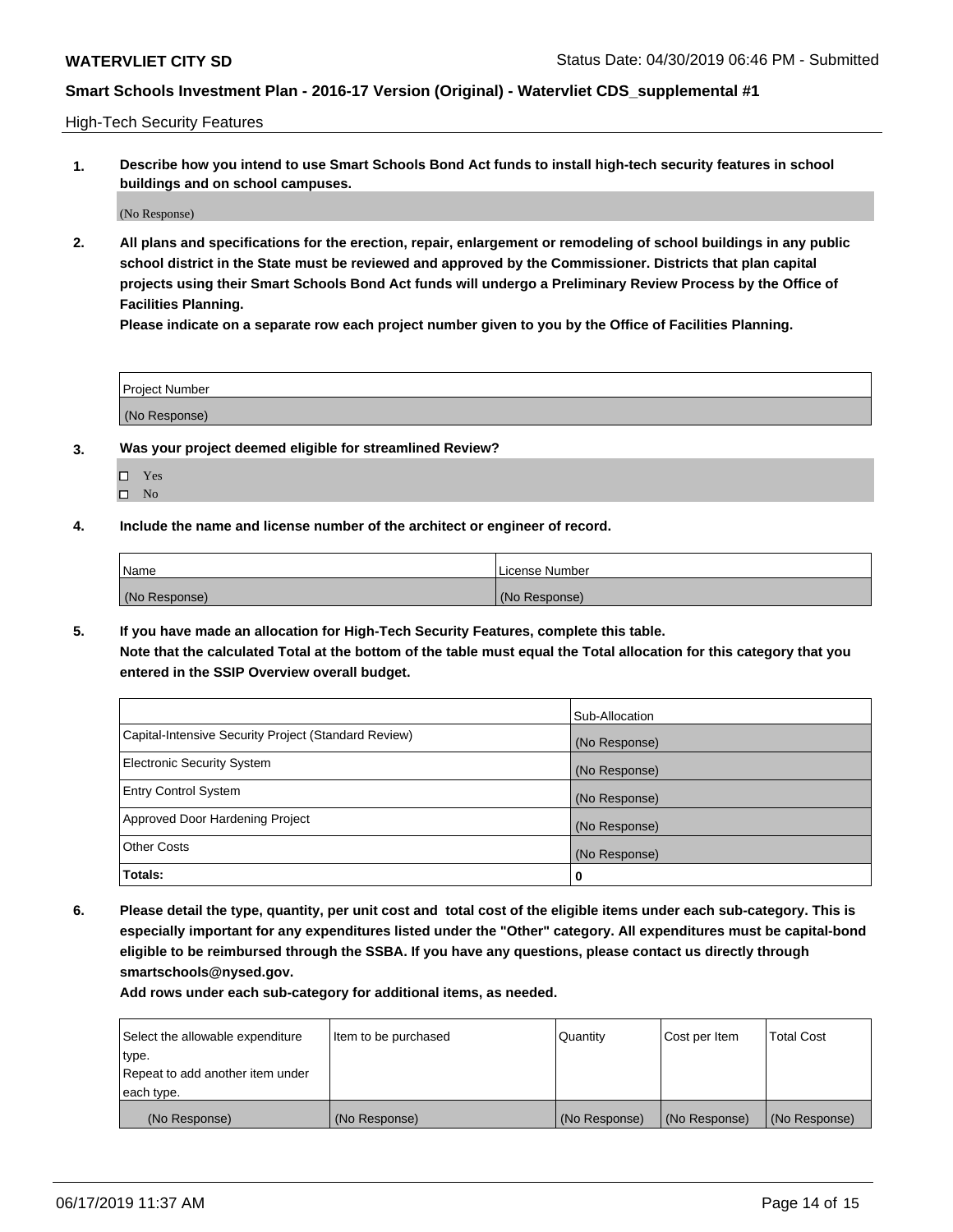High-Tech Security Features

**1. Describe how you intend to use Smart Schools Bond Act funds to install high-tech security features in school buildings and on school campuses.**

(No Response)

**2. All plans and specifications for the erection, repair, enlargement or remodeling of school buildings in any public school district in the State must be reviewed and approved by the Commissioner. Districts that plan capital projects using their Smart Schools Bond Act funds will undergo a Preliminary Review Process by the Office of Facilities Planning.**

**Please indicate on a separate row each project number given to you by the Office of Facilities Planning.**

| Project Number |
|---|
| (No Response) |

**3. Was your project deemed eligible for streamlined Review?**

- ☐ Yes
- ☐ No

**4. Include the name and license number of the architect or engineer of record.**

| Name | License Number |
|---|---|
| (No Response) | (No Response) |

**5. If you have made an allocation for High-Tech Security Features, complete this table.**
**Note that the calculated Total at the bottom of the table must equal the Total allocation for this category that you entered in the SSIP Overview overall budget.**

| | Sub-Allocation |
|---|---|
| Capital-Intensive Security Project (Standard Review) | (No Response) |
| Electronic Security System | (No Response) |
| Entry Control System | (No Response) |
| Approved Door Hardening Project | (No Response) |
| Other Costs | (No Response) |
| **Totals:** | **0** |

**6. Please detail the type, quantity, per unit cost and total cost of the eligible items under each sub-category. This is especially important for any expenditures listed under the "Other" category. All expenditures must be capital-bond eligible to be reimbursed through the SSBA. If you have any questions, please contact us directly through smartschools@nysed.gov.**

**Add rows under each sub-category for additional items, as needed.**

| Select the allowable expenditure type. Repeat to add another item under each type. | Item to be purchased | Quantity | Cost per Item | Total Cost |
|---|---|---|---|---|
| (No Response) | (No Response) | (No Response) | (No Response) | (No Response) |